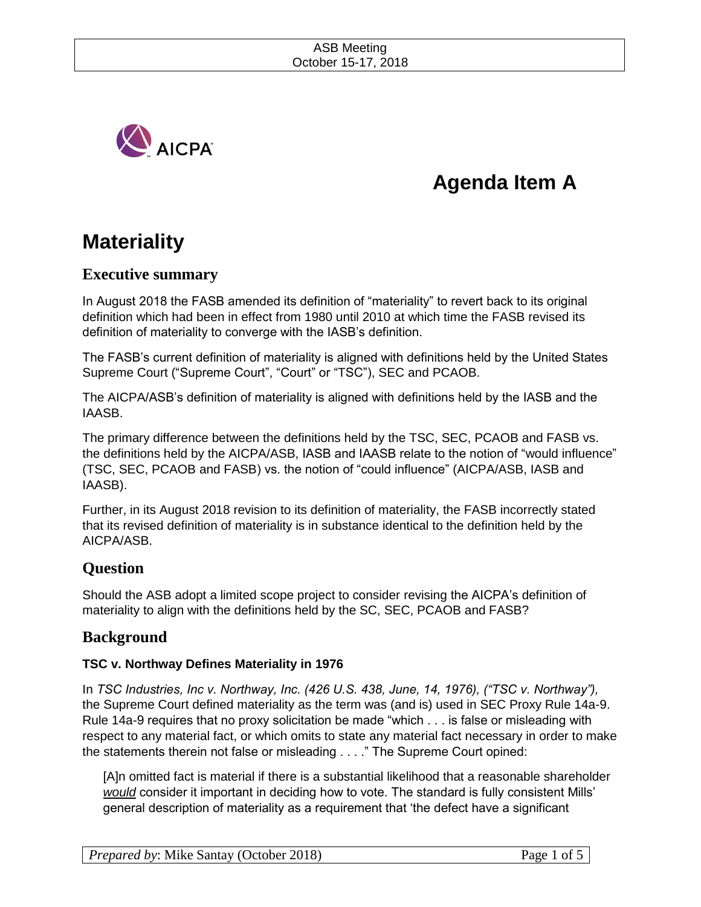# Agenda Item A

# Materiality

## Executive summary

In August 2018 the FASB amended its definition of "materiality" to revert back to its original definition which had been in effect from 1980 until 2010 at which time the FASB revised its definition of materiality to converge with the IASB's definition.

The FASB's current definition of materiality is aligned with definitions held by the United States Supreme Court ("Supreme Court", "Court" or "TSC"), SEC and PCAOB.

The AICPA/ASB's definition of materiality is aligned with definitions held by the IASB and the IAASB.

The primary difference between the definitions held by the TSC, SEC, PCAOB and FASB vs. the definitions held by the AICPA/ASB, IASB and IAASB relate to the notion of "would influence" (TSC, SEC, PCAOB and FASB) vs. the notion of "could influence" (AICPA/ASB, IASB and IAASB).

Further, in its August 2018 revision to its definition of materiality, the FASB incorrectly stated that its revised definition of materiality is in substance identical to the definition held by the AICPA/ASB.

## Question

Should the ASB adopt a limited scope project to consider revising the AICPA's definition of materiality to align with the definitions held by the SC, SEC, PCAOB and FASB?

## Background

### TSC v. Northway Defines Materiality in 1976

In *TSC Industries, Inc v. Northway, Inc. (426 U.S. 438, June, 14, 1976), ("TSC v. Northway")*, the Supreme Court defined materiality as the term was (and is) used in SEC Proxy Rule 14a-9. Rule 14a-9 requires that no proxy solicitation be made "which . . . is false or misleading with respect to any material fact, or which omits to state any material fact necessary in order to make the statements therein not false or misleading . . . ." The Supreme Court opined:

> [A]n omitted fact is material if there is a substantial likelihood that a reasonable shareholder ***would*** consider it important in deciding how to vote. The standard is fully consistent Mills' general description of materiality as a requirement that 'the defect have a significant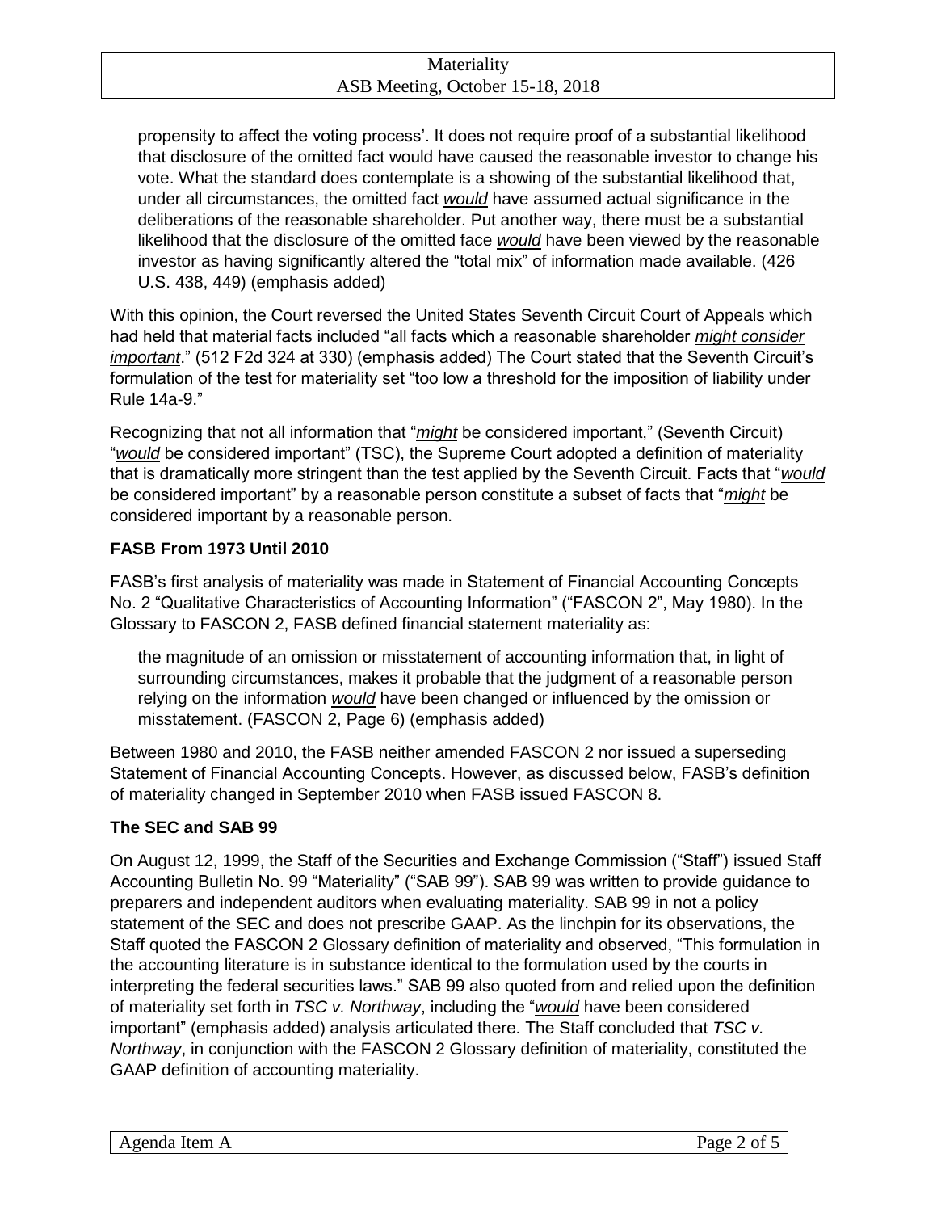propensity to affect the voting process'. It does not require proof of a substantial likelihood that disclosure of the omitted fact would have caused the reasonable investor to change his vote. What the standard does contemplate is a showing of the substantial likelihood that, under all circumstances, the omitted fact ***would*** have assumed actual significance in the deliberations of the reasonable shareholder. Put another way, there must be a substantial likelihood that the disclosure of the omitted face ***would*** have been viewed by the reasonable investor as having significantly altered the "total mix" of information made available. (426 U.S. 438, 449) (emphasis added)

With this opinion, the Court reversed the United States Seventh Circuit Court of Appeals which had held that material facts included "all facts which a reasonable shareholder *might consider important*." (512 F2d 324 at 330) (emphasis added) The Court stated that the Seventh Circuit's formulation of the test for materiality set "too low a threshold for the imposition of liability under Rule 14a-9."

Recognizing that not all information that "*might* be considered important," (Seventh Circuit) "*would* be considered important" (TSC), the Supreme Court adopted a definition of materiality that is dramatically more stringent than the test applied by the Seventh Circuit. Facts that "*would* be considered important" by a reasonable person constitute a subset of facts that "*might* be considered important by a reasonable person.

### FASB From 1973 Until 2010

FASB's first analysis of materiality was made in Statement of Financial Accounting Concepts No. 2 "Qualitative Characteristics of Accounting Information" ("FASCON 2", May 1980). In the Glossary to FASCON 2, FASB defined financial statement materiality as:

> the magnitude of an omission or misstatement of accounting information that, in light of surrounding circumstances, makes it probable that the judgment of a reasonable person relying on the information ***would*** have been changed or influenced by the omission or misstatement. (FASCON 2, Page 6) (emphasis added)

Between 1980 and 2010, the FASB neither amended FASCON 2 nor issued a superseding Statement of Financial Accounting Concepts. However, as discussed below, FASB's definition of materiality changed in September 2010 when FASB issued FASCON 8.

### The SEC and SAB 99

On August 12, 1999, the Staff of the Securities and Exchange Commission ("Staff") issued Staff Accounting Bulletin No. 99 "Materiality" ("SAB 99"). SAB 99 was written to provide guidance to preparers and independent auditors when evaluating materiality. SAB 99 in not a policy statement of the SEC and does not prescribe GAAP. As the linchpin for its observations, the Staff quoted the FASCON 2 Glossary definition of materiality and observed, "This formulation in the accounting literature is in substance identical to the formulation used by the courts in interpreting the federal securities laws." SAB 99 also quoted from and relied upon the definition of materiality set forth in *TSC v. Northway*, including the "*would* have been considered important" (emphasis added) analysis articulated there. The Staff concluded that *TSC v. Northway*, in conjunction with the FASCON 2 Glossary definition of materiality, constituted the GAAP definition of accounting materiality.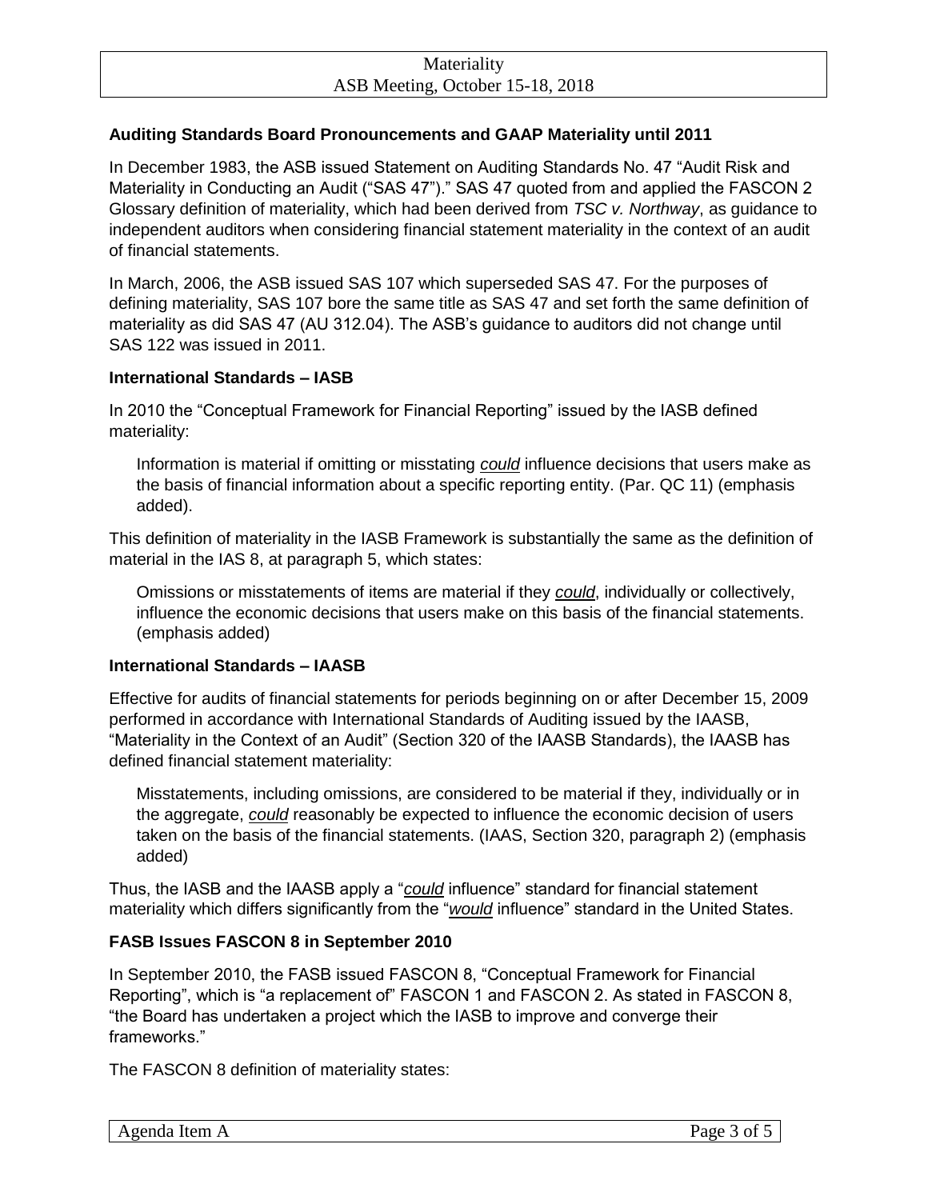**Auditing Standards Board Pronouncements and GAAP Materiality until 2011**

In December 1983, the ASB issued Statement on Auditing Standards No. 47 "Audit Risk and Materiality in Conducting an Audit ("SAS 47")." SAS 47 quoted from and applied the FASCON 2 Glossary definition of materiality, which had been derived from *TSC v. Northway*, as guidance to independent auditors when considering financial statement materiality in the context of an audit of financial statements.

In March, 2006, the ASB issued SAS 107 which superseded SAS 47. For the purposes of defining materiality, SAS 107 bore the same title as SAS 47 and set forth the same definition of materiality as did SAS 47 (AU 312.04). The ASB's guidance to auditors did not change until SAS 122 was issued in 2011.

**International Standards – IASB**

In 2010 the "Conceptual Framework for Financial Reporting" issued by the IASB defined materiality:

> Information is material if omitting or misstating ***could*** influence decisions that users make as the basis of financial information about a specific reporting entity. (Par. QC 11) (emphasis added).

This definition of materiality in the IASB Framework is substantially the same as the definition of material in the IAS 8, at paragraph 5, which states:

> Omissions or misstatements of items are material if they ***could***, individually or collectively, influence the economic decisions that users make on this basis of the financial statements. (emphasis added)

**International Standards – IAASB**

Effective for audits of financial statements for periods beginning on or after December 15, 2009 performed in accordance with International Standards of Auditing issued by the IAASB, "Materiality in the Context of an Audit" (Section 320 of the IAASB Standards), the IAASB has defined financial statement materiality:

> Misstatements, including omissions, are considered to be material if they, individually or in the aggregate, ***could*** reasonably be expected to influence the economic decision of users taken on the basis of the financial statements. (IAAS, Section 320, paragraph 2) (emphasis added)

Thus, the IASB and the IAASB apply a "***could*** influence" standard for financial statement materiality which differs significantly from the "***would*** influence" standard in the United States.

**FASB Issues FASCON 8 in September 2010**

In September 2010, the FASB issued FASCON 8, "Conceptual Framework for Financial Reporting", which is "a replacement of" FASCON 1 and FASCON 2. As stated in FASCON 8, "the Board has undertaken a project which the IASB to improve and converge their frameworks."

The FASCON 8 definition of materiality states: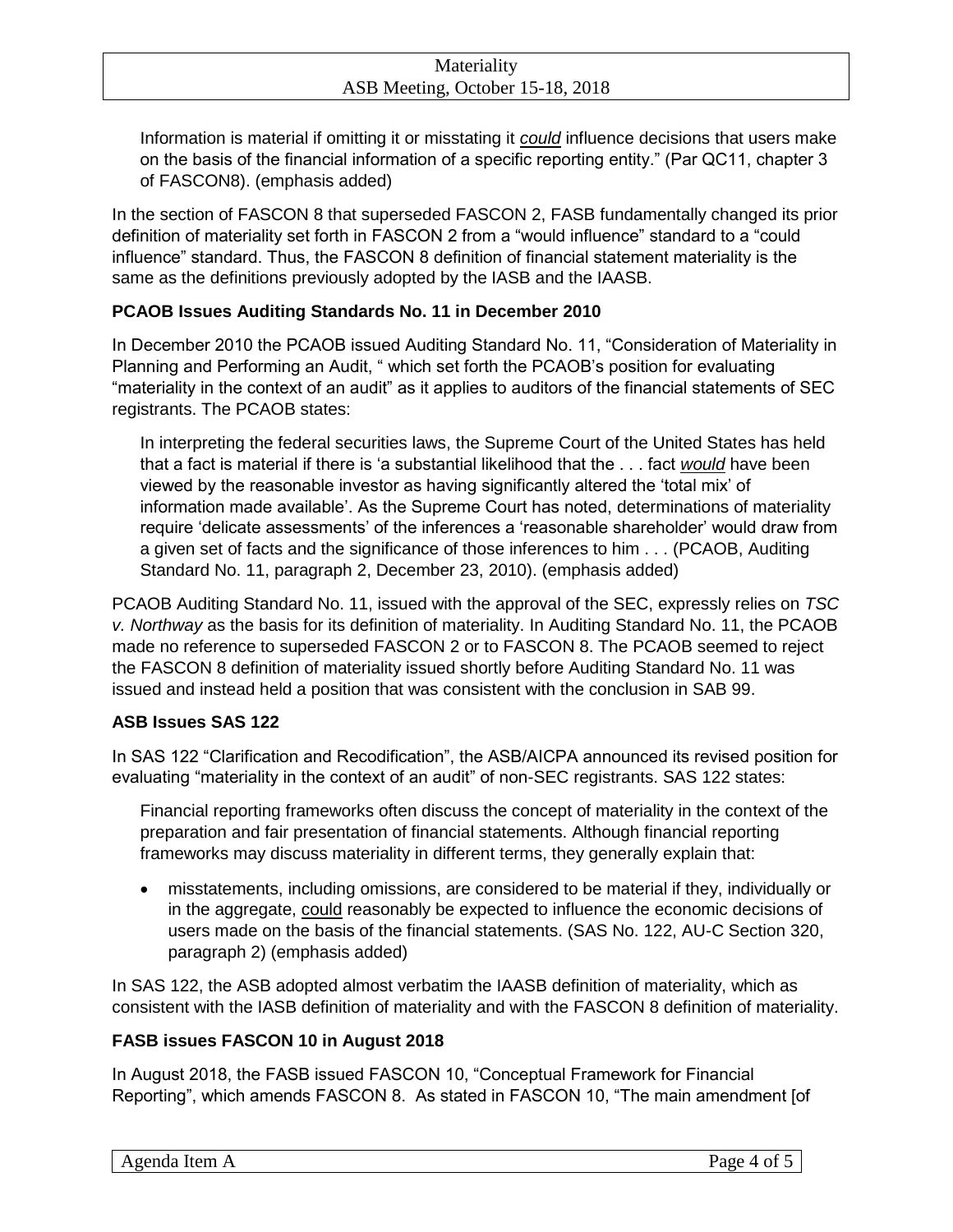Information is material if omitting it or misstating it ***could*** influence decisions that users make on the basis of the financial information of a specific reporting entity." (Par QC11, chapter 3 of FASCON8). (emphasis added)

In the section of FASCON 8 that superseded FASCON 2, FASB fundamentally changed its prior definition of materiality set forth in FASCON 2 from a "would influence" standard to a "could influence" standard. Thus, the FASCON 8 definition of financial statement materiality is the same as the definitions previously adopted by the IASB and the IAASB.

### PCAOB Issues Auditing Standards No. 11 in December 2010

In December 2010 the PCAOB issued Auditing Standard No. 11, "Consideration of Materiality in Planning and Performing an Audit, " which set forth the PCAOB's position for evaluating "materiality in the context of an audit" as it applies to auditors of the financial statements of SEC registrants. The PCAOB states:

> In interpreting the federal securities laws, the Supreme Court of the United States has held that a fact is material if there is 'a substantial likelihood that the . . . fact ***would*** have been viewed by the reasonable investor as having significantly altered the 'total mix' of information made available'. As the Supreme Court has noted, determinations of materiality require 'delicate assessments' of the inferences a 'reasonable shareholder' would draw from a given set of facts and the significance of those inferences to him . . . (PCAOB, Auditing Standard No. 11, paragraph 2, December 23, 2010). (emphasis added)

PCAOB Auditing Standard No. 11, issued with the approval of the SEC, expressly relies on *TSC v. Northway* as the basis for its definition of materiality. In Auditing Standard No. 11, the PCAOB made no reference to superseded FASCON 2 or to FASCON 8. The PCAOB seemed to reject the FASCON 8 definition of materiality issued shortly before Auditing Standard No. 11 was issued and instead held a position that was consistent with the conclusion in SAB 99.

### ASB Issues SAS 122

In SAS 122 "Clarification and Recodification", the ASB/AICPA announced its revised position for evaluating "materiality in the context of an audit" of non-SEC registrants. SAS 122 states:

> Financial reporting frameworks often discuss the concept of materiality in the context of the preparation and fair presentation of financial statements. Although financial reporting frameworks may discuss materiality in different terms, they generally explain that:
>
> - misstatements, including omissions, are considered to be material if they, individually or in the aggregate, <u>could</u> reasonably be expected to influence the economic decisions of users made on the basis of the financial statements. (SAS No. 122, AU-C Section 320, paragraph 2) (emphasis added)

In SAS 122, the ASB adopted almost verbatim the IAASB definition of materiality, which as consistent with the IASB definition of materiality and with the FASCON 8 definition of materiality.

### FASB issues FASCON 10 in August 2018

In August 2018, the FASB issued FASCON 10, "Conceptual Framework for Financial Reporting", which amends FASCON 8. As stated in FASCON 10, "The main amendment [of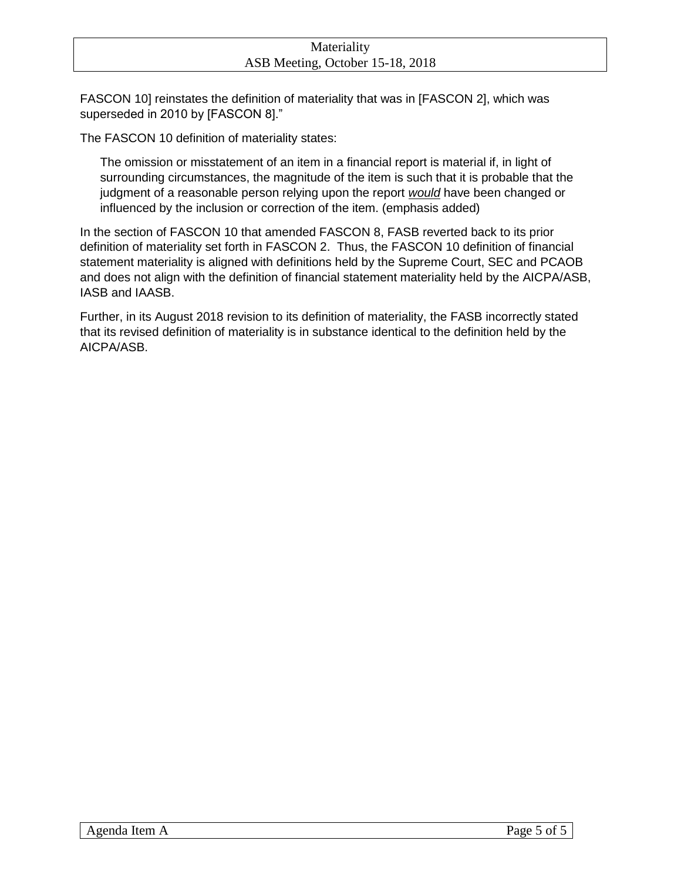FASCON 10] reinstates the definition of materiality that was in [FASCON 2], which was superseded in 2010 by [FASCON 8]."

The FASCON 10 definition of materiality states:

> The omission or misstatement of an item in a financial report is material if, in light of surrounding circumstances, the magnitude of the item is such that it is probable that the judgment of a reasonable person relying upon the report ***would*** have been changed or influenced by the inclusion or correction of the item. (emphasis added)

In the section of FASCON 10 that amended FASCON 8, FASB reverted back to its prior definition of materiality set forth in FASCON 2. Thus, the FASCON 10 definition of financial statement materiality is aligned with definitions held by the Supreme Court, SEC and PCAOB and does not align with the definition of financial statement materiality held by the AICPA/ASB, IASB and IAASB.

Further, in its August 2018 revision to its definition of materiality, the FASB incorrectly stated that its revised definition of materiality is in substance identical to the definition held by the AICPA/ASB.